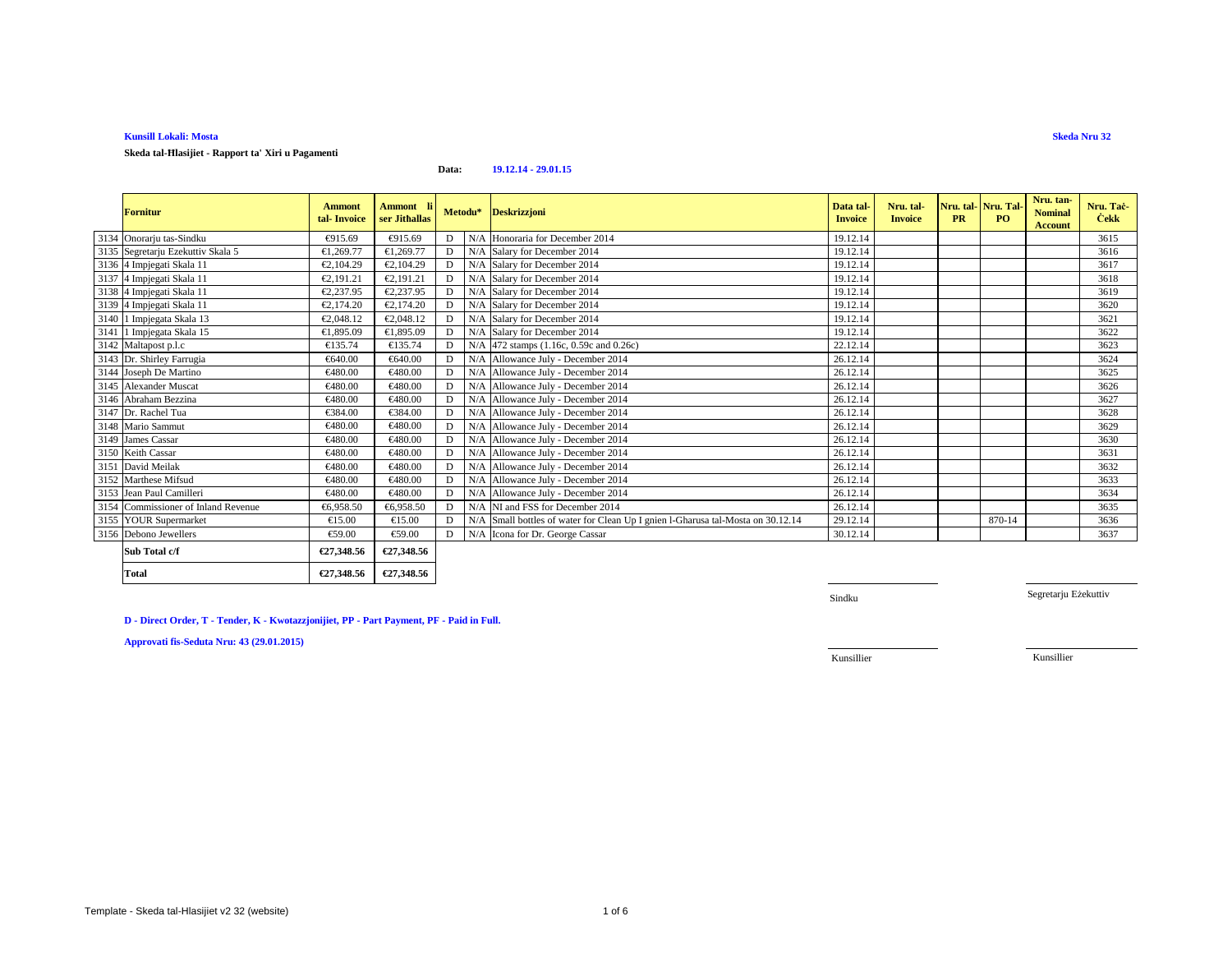**Kunsill Lokali: Mosta**

**Skeda Nru 32**

**Skeda tal-Ħlasijiet - Rapport ta' Xiri u Pagamenti**

**Data: 19.12.14 - 29.01.15**

| | Fornitur | Ammont tal- Invoice | Ammont li ser Jithallas | Metodu* | | Deskrizzjoni | Data tal-Invoice | Nru. tal-Invoice | Nru. tal-PR | Nru. Tal-PO | Nru. tan-Nominal Account | Nru. Taċ-Ċekk |
|---|---|---|---|---|---|---|---|---|---|---|---|---|
| 3134 | Onorarju tas-Sindku | €915.69 | €915.69 | D | N/A | Honoraria for December 2014 | 19.12.14 | | | | | 3615 |
| 3135 | Segretarju Ezekuttiv Skala 5 | €1,269.77 | €1,269.77 | D | N/A | Salary for December 2014 | 19.12.14 | | | | | 3616 |
| 3136 | 4 Impjegati Skala 11 | €2,104.29 | €2,104.29 | D | N/A | Salary for December 2014 | 19.12.14 | | | | | 3617 |
| 3137 | 4 Impjegati Skala 11 | €2,191.21 | €2,191.21 | D | N/A | Salary for December 2014 | 19.12.14 | | | | | 3618 |
| 3138 | 4 Impjegati Skala 11 | €2,237.95 | €2,237.95 | D | N/A | Salary for December 2014 | 19.12.14 | | | | | 3619 |
| 3139 | 4 Impjegati Skala 11 | €2,174.20 | €2,174.20 | D | N/A | Salary for December 2014 | 19.12.14 | | | | | 3620 |
| 3140 | 1 Impjegata Skala 13 | €2,048.12 | €2,048.12 | D | N/A | Salary for December 2014 | 19.12.14 | | | | | 3621 |
| 3141 | 1 Impjegata Skala 15 | €1,895.09 | €1,895.09 | D | N/A | Salary for December 2014 | 19.12.14 | | | | | 3622 |
| 3142 | Maltapost p.l.c | €135.74 | €135.74 | D | N/A | 472 stamps (1.16c, 0.59c and 0.26c) | 22.12.14 | | | | | 3623 |
| 3143 | Dr. Shirley Farrugia | €640.00 | €640.00 | D | N/A | Allowance July - December 2014 | 26.12.14 | | | | | 3624 |
| 3144 | Joseph De Martino | €480.00 | €480.00 | D | N/A | Allowance July - December 2014 | 26.12.14 | | | | | 3625 |
| 3145 | Alexander Muscat | €480.00 | €480.00 | D | N/A | Allowance July - December 2014 | 26.12.14 | | | | | 3626 |
| 3146 | Abraham Bezzina | €480.00 | €480.00 | D | N/A | Allowance July - December 2014 | 26.12.14 | | | | | 3627 |
| 3147 | Dr. Rachel Tua | €384.00 | €384.00 | D | N/A | Allowance July - December 2014 | 26.12.14 | | | | | 3628 |
| 3148 | Mario Sammut | €480.00 | €480.00 | D | N/A | Allowance July - December 2014 | 26.12.14 | | | | | 3629 |
| 3149 | James Cassar | €480.00 | €480.00 | D | N/A | Allowance July - December 2014 | 26.12.14 | | | | | 3630 |
| 3150 | Keith Cassar | €480.00 | €480.00 | D | N/A | Allowance July - December 2014 | 26.12.14 | | | | | 3631 |
| 3151 | David Meilak | €480.00 | €480.00 | D | N/A | Allowance July - December 2014 | 26.12.14 | | | | | 3632 |
| 3152 | Marthese Mifsud | €480.00 | €480.00 | D | N/A | Allowance July - December 2014 | 26.12.14 | | | | | 3633 |
| 3153 | Jean Paul Camilleri | €480.00 | €480.00 | D | N/A | Allowance July - December 2014 | 26.12.14 | | | | | 3634 |
| 3154 | Commissioner of Inland Revenue | €6,958.50 | €6,958.50 | D | N/A | NI and FSS for December 2014 | 26.12.14 | | | | | 3635 |
| 3155 | YOUR Supermarket | €15.00 | €15.00 | D | N/A | Small bottles of water for Clean Up I gnien l-Gharusa tal-Mosta on 30.12.14 | 29.12.14 | | | 870-14 | | 3636 |
| 3156 | Debono Jewellers | €59.00 | €59.00 | D | N/A | Icona for Dr. George Cassar | 30.12.14 | | | | | 3637 |
| | **Sub Total c/f** | **€27,348.56** | **€27,348.56** | | | | | | | | | |
| | **Total** | **€27,348.56** | **€27,348.56** | | | | | | | | | |

Sindku

Segretarju Eżekuttiv

**D - Direct Order, T - Tender, K - Kwotazzjonijiet, PP - Part Payment, PF - Paid in Full.**

**Approvati fis-Seduta Nru: 43 (29.01.2015)**

Kunsillier

Kunsillier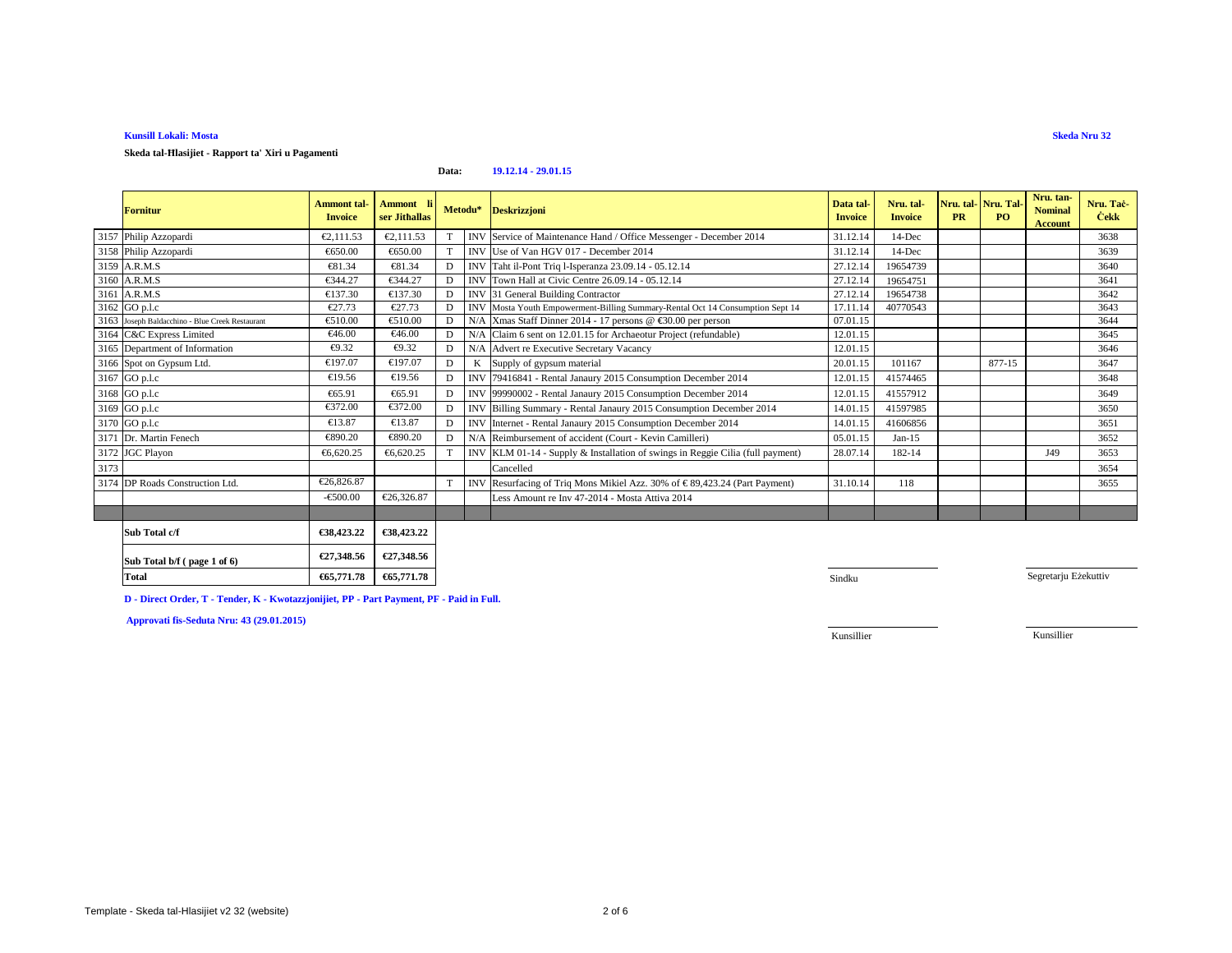**Kunsill Lokali: Mosta**

**Skeda Nru 32**

**Skeda tal-Ħlasijiet - Rapport ta' Xiri u Pagamenti**

**Data: 19.12.14 - 29.01.15**

| | Fornitur | Ammont tal-Invoice | Ammont li ser Jithallas | Metodu* | | Deskrizzjoni | Data tal-Invoice | Nru. tal-Invoice | Nru. tal-PR | Nru. Tal-PO | Nru. tan-Nominal Account | Nru. Taċ-Ċekk |
|---|---|---|---|---|---|---|---|---|---|---|---|---|
| 3157 | Philip Azzopardi | €2,111.53 | €2,111.53 | T | INV | Service of Maintenance Hand / Office Messenger - December 2014 | 31.12.14 | 14-Dec | | | | 3638 |
| 3158 | Philip Azzopardi | €650.00 | €650.00 | T | INV | Use of Van HGV 017 - December 2014 | 31.12.14 | 14-Dec | | | | 3639 |
| 3159 | A.R.M.S | €81.34 | €81.34 | D | INV | Taht il-Pont Triq l-Isperanza 23.09.14 - 05.12.14 | 27.12.14 | 19654739 | | | | 3640 |
| 3160 | A.R.M.S | €344.27 | €344.27 | D | INV | Town Hall at Civic Centre 26.09.14 - 05.12.14 | 27.12.14 | 19654751 | | | | 3641 |
| 3161 | A.R.M.S | €137.30 | €137.30 | D | INV | 31 General Building Contractor | 27.12.14 | 19654738 | | | | 3642 |
| 3162 | GO p.l.c | €27.73 | €27.73 | D | INV | Mosta Youth Empowerment-Billing Summary-Rental Oct 14 Consumption Sept 14 | 17.11.14 | 40770543 | | | | 3643 |
| 3163 | Joseph Baldacchino - Blue Creek Restaurant | €510.00 | €510.00 | D | N/A | Xmas Staff Dinner 2014 - 17 persons @ €30.00 per person | 07.01.15 | | | | | 3644 |
| 3164 | C&C Express Limited | €46.00 | €46.00 | D | N/A | Claim 6 sent on 12.01.15 for Archaeotur Project (refundable) | 12.01.15 | | | | | 3645 |
| 3165 | Department of Information | €9.32 | €9.32 | D | N/A | Advert re Executive Secretary Vacancy | 12.01.15 | | | | | 3646 |
| 3166 | Spot on Gypsum Ltd. | €197.07 | €197.07 | D | K | Supply of gypsum material | 20.01.15 | 101167 | | 877-15 | | 3647 |
| 3167 | GO p.l.c | €19.56 | €19.56 | D | INV | 79416841 - Rental Janaury 2015 Consumption December 2014 | 12.01.15 | 41574465 | | | | 3648 |
| 3168 | GO p.l.c | €65.91 | €65.91 | D | INV | 99990002 - Rental Janaury 2015 Consumption December 2014 | 12.01.15 | 41557912 | | | | 3649 |
| 3169 | GO p.l.c | €372.00 | €372.00 | D | INV | Billing Summary - Rental Janaury 2015 Consumption December 2014 | 14.01.15 | 41597985 | | | | 3650 |
| 3170 | GO p.l.c | €13.87 | €13.87 | D | INV | Internet - Rental Janaury 2015 Consumption December 2014 | 14.01.15 | 41606856 | | | | 3651 |
| 3171 | Dr. Martin Fenech | €890.20 | €890.20 | D | N/A | Reimbursement of accident (Court - Kevin Camilleri) | 05.01.15 | Jan-15 | | | | 3652 |
| 3172 | JGC Playon | €6,620.25 | €6,620.25 | T | INV | KLM 01-14 - Supply & Installation of swings in Reggie Cilia (full payment) | 28.07.14 | 182-14 | | | J49 | 3653 |
| 3173 | | | | | | Cancelled | | | | | | 3654 |
| 3174 | DP Roads Construction Ltd. | €26,826.87 | | T | INV | Resurfacing of Triq Mons Mikiel Azz. 30% of € 89,423.24 (Part Payment) | 31.10.14 | 118 | | | | 3655 |
| | | -€500.00 | €26,326.87 | | | Less Amount re Inv 47-2014 - Mosta Attiva 2014 | | | | | | |
| | **Sub Total c/f** | **€38,423.22** | **€38,423.22** | | | | | | | | | |
| | **Sub Total b/f ( page 1 of 6)** | **€27,348.56** | **€27,348.56** | | | | | | | | | |
| | **Total** | **€65,771.78** | **€65,771.78** | | | | | | | | | |

**D - Direct Order, T - Tender, K - Kwotazzjonijiet, PP - Part Payment, PF - Paid in Full.**

**Approvati fis-Seduta Nru: 43 (29.01.2015)**

Sindku

Segretarju Eżekuttiv

Kunsillier

Kunsillier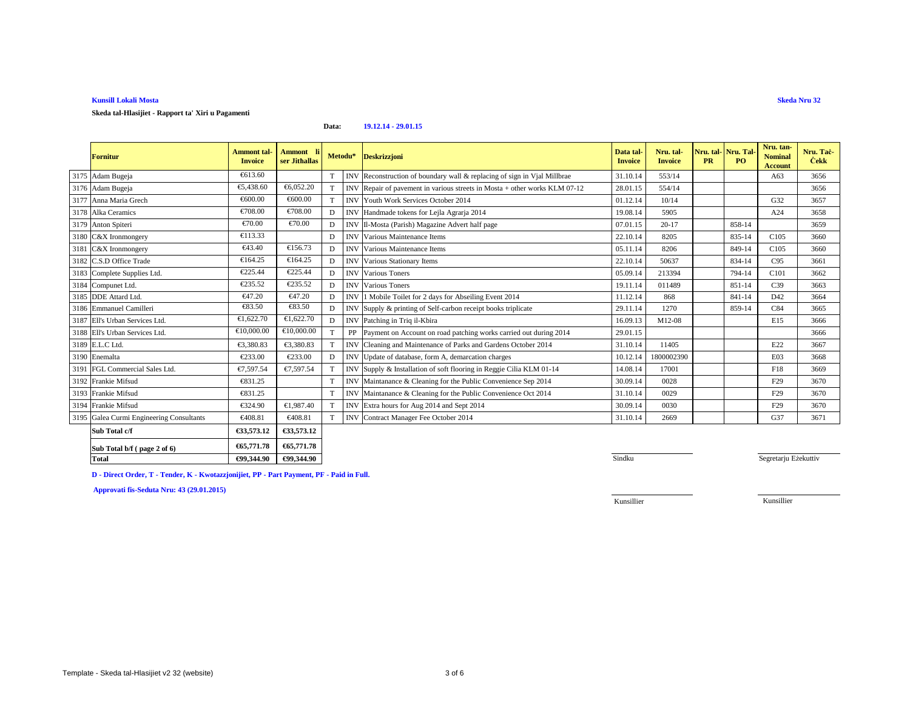**Kunsill Lokali Mosta**

**Skeda Nru 32**

**Skeda tal-Hlasijiet - Rapport ta' Xiri u Pagamenti**

**Data: 19.12.14 - 29.01.15**

| | Fornitur | Ammont tal-Invoice | Ammont li ser Jithallas | Metodu* | | Deskrizzjoni | Data tal-Invoice | Nru. tal-Invoice | Nru. tal-PR | Nru. Tal-PO | Nru. tan-Nominal Account | Nru. Taċ-Ċekk |
|---|---|---|---|---|---|---|---|---|---|---|---|---|
| 3175 | Adam Bugeja | €613.60 | | T | INV | Reconstruction of boundary wall & replacing of sign in Vjal Millbrae | 31.10.14 | 553/14 | | | A63 | 3656 |
| 3176 | Adam Bugeja | €5,438.60 | €6,052.20 | T | INV | Repair of pavement in various streets in Mosta + other works KLM 07-12 | 28.01.15 | 554/14 | | | | 3656 |
| 3177 | Anna Maria Grech | €600.00 | €600.00 | T | INV | Youth Work Services October 2014 | 01.12.14 | 10/14 | | | G32 | 3657 |
| 3178 | Alka Ceramics | €708.00 | €708.00 | D | INV | Handmade tokens for Lejla Agrarja 2014 | 19.08.14 | 5905 | | | A24 | 3658 |
| 3179 | Anton Spiteri | €70.00 | €70.00 | D | INV | Il-Mosta (Parish) Magazine Advert half page | 07.01.15 | 20-17 | | 858-14 | | 3659 |
| 3180 | C&X Ironmongery | €113.33 | | D | INV | Various Maintenance Items | 22.10.14 | 8205 | | 835-14 | C105 | 3660 |
| 3181 | C&X Ironmongery | €43.40 | €156.73 | D | INV | Various Maintenance Items | 05.11.14 | 8206 | | 849-14 | C105 | 3660 |
| 3182 | C.S.D Office Trade | €164.25 | €164.25 | D | INV | Various Stationary Items | 22.10.14 | 50637 | | 834-14 | C95 | 3661 |
| 3183 | Complete Supplies Ltd. | €225.44 | €225.44 | D | INV | Various Toners | 05.09.14 | 213394 | | 794-14 | C101 | 3662 |
| 3184 | Compunet Ltd. | €235.52 | €235.52 | D | INV | Various Toners | 19.11.14 | 011489 | | 851-14 | C39 | 3663 |
| 3185 | DDE Attard Ltd. | €47.20 | €47.20 | D | INV | 1 Mobile Toilet for 2 days for Abseiling Event 2014 | 11.12.14 | 868 | | 841-14 | D42 | 3664 |
| 3186 | Emmanuel Camilleri | €83.50 | €83.50 | D | INV | Supply & printing of Self-carbon receipt books triplicate | 29.11.14 | 1270 | | 859-14 | C84 | 3665 |
| 3187 | Ell's Urban Services Ltd. | €1,622.70 | €1,622.70 | D | INV | Patching in Triq il-Kbira | 16.09.13 | M12-08 | | | E15 | 3666 |
| 3188 | Ell's Urban Services Ltd. | €10,000.00 | €10,000.00 | T | PP | Payment on Account on road patching works carried out during 2014 | 29.01.15 | | | | | 3666 |
| 3189 | E.L.C Ltd. | €3,380.83 | €3,380.83 | T | INV | Cleaning and Maintenance of Parks and Gardens October 2014 | 31.10.14 | 11405 | | | E22 | 3667 |
| 3190 | Enemalta | €233.00 | €233.00 | D | INV | Update of database, form A, demarcation charges | 10.12.14 | 1800002390 | | | E03 | 3668 |
| 3191 | FGL Commercial Sales Ltd. | €7,597.54 | €7,597.54 | T | INV | Supply & Installation of soft flooring in Reggie Cilia KLM 01-14 | 14.08.14 | 17001 | | | F18 | 3669 |
| 3192 | Frankie Mifsud | €831.25 | | T | INV | Maintanance & Cleaning for the Public Convenience Sep 2014 | 30.09.14 | 0028 | | | F29 | 3670 |
| 3193 | Frankie Mifsud | €831.25 | | T | INV | Maintanance & Cleaning for the Public Convenience Oct 2014 | 31.10.14 | 0029 | | | F29 | 3670 |
| 3194 | Frankie Mifsud | €324.90 | €1,987.40 | T | INV | Extra hours for Aug 2014 and Sept 2014 | 30.09.14 | 0030 | | | F29 | 3670 |
| 3195 | Galea Curmi Engineering Consultants | €408.81 | €408.81 | T | INV | Contract Manager Fee October 2014 | 31.10.14 | 2669 | | | G37 | 3671 |
| | **Sub Total c/f** | **€33,573.12** | **€33,573.12** | | | | | | | | | |
| | **Sub Total b/f ( page 2 of 6)** | **€65,771.78** | **€65,771.78** | | | | | | | | | |
| | **Total** | **€99,344.90** | **€99,344.90** | | | | | | | | | |

**D - Direct Order, T - Tender, K - Kwotazzjonijiet, PP - Part Payment, PF - Paid in Full.**

**Approvati fis-Seduta Nru: 43 (29.01.2015)**

Sindku

Segretarju Eżekuttiv

Kunsillier

Kunsillier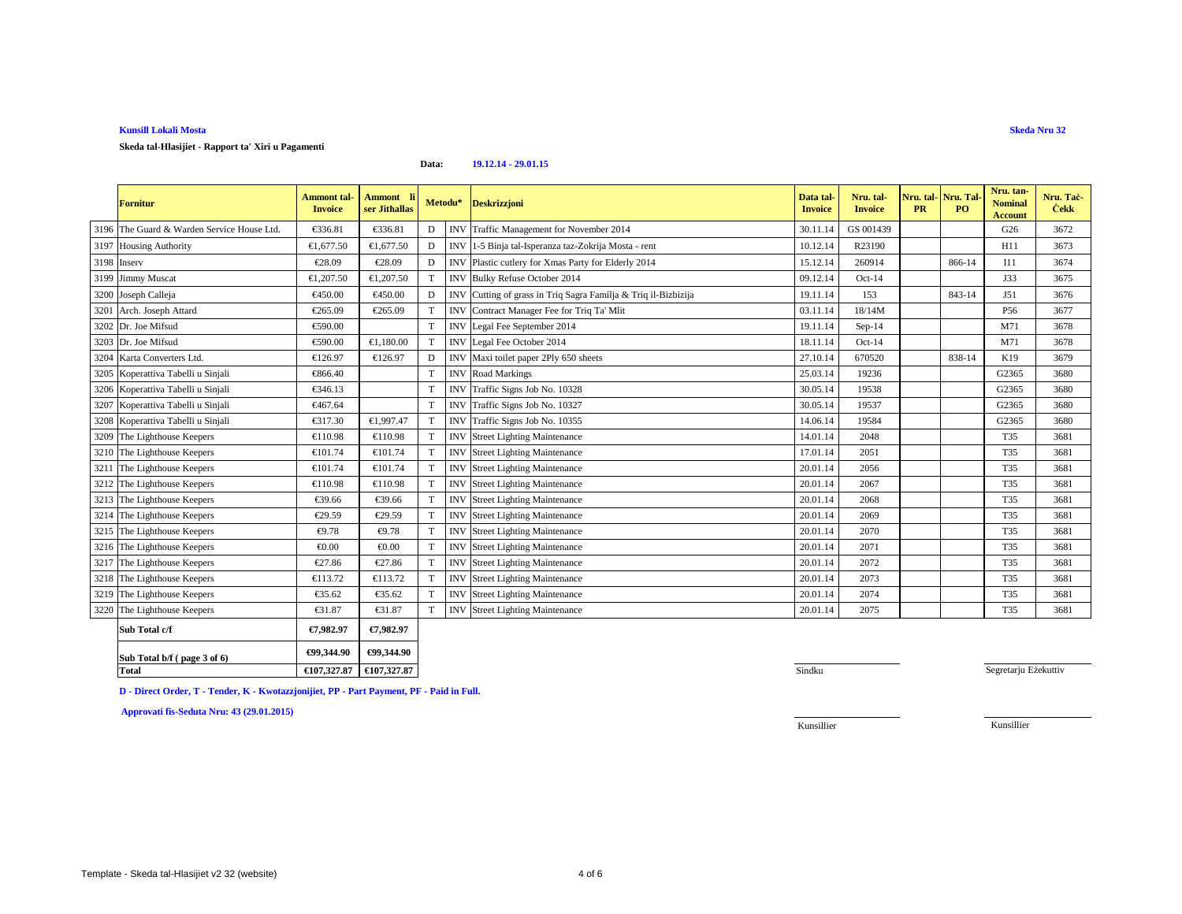**Kunsill Lokali Mosta**

**Skeda Nru 32**

**Skeda tal-Hlasijiet - Rapport ta' Xiri u Pagamenti**

**Data:** **19.12.14 - 29.01.15**

| | Fornitur | Ammont tal-Invoice | Ammont li ser Jithallas | Metodu* | | Deskrizzjoni | Data tal-Invoice | Nru. tal-Invoice | Nru. tal-PR | Nru. Tal-PO | Nru. tan-Nominal Account | Nru. Taċ-Ċekk |
|---|---|---|---|---|---|---|---|---|---|---|---|---|
| 3196 | The Guard & Warden Service House Ltd. | €336.81 | €336.81 | D | INV | Traffic Management for November 2014 | 30.11.14 | GS 001439 | | | G26 | 3672 |
| 3197 | Housing Authority | €1,677.50 | €1,677.50 | D | INV | 1-5 Binja tal-Isperanza taz-Zokrija Mosta - rent | 10.12.14 | R23190 | | | H11 | 3673 |
| 3198 | Inserv | €28.09 | €28.09 | D | INV | Plastic cutlery for Xmas Party for Elderly 2014 | 15.12.14 | 260914 | | 866-14 | I11 | 3674 |
| 3199 | Jimmy Muscat | €1,207.50 | €1,207.50 | T | INV | Bulky Refuse October 2014 | 09.12.14 | Oct-14 | | | J33 | 3675 |
| 3200 | Joseph Calleja | €450.00 | €450.00 | D | INV | Cutting of grass in Triq Sagra Familja & Triq il-Bizbizija | 19.11.14 | 153 | | 843-14 | J51 | 3676 |
| 3201 | Arch. Joseph Attard | €265.09 | €265.09 | T | INV | Contract Manager Fee for Triq Ta' Mlit | 03.11.14 | 18/14M | | | P56 | 3677 |
| 3202 | Dr. Joe Mifsud | €590.00 | | T | INV | Legal Fee September 2014 | 19.11.14 | Sep-14 | | | M71 | 3678 |
| 3203 | Dr. Joe Mifsud | €590.00 | €1,180.00 | T | INV | Legal Fee October 2014 | 18.11.14 | Oct-14 | | | M71 | 3678 |
| 3204 | Karta Converters Ltd. | €126.97 | €126.97 | D | INV | Maxi toilet paper 2Ply 650 sheets | 27.10.14 | 670520 | | 838-14 | K19 | 3679 |
| 3205 | Koperattiva Tabelli u Sinjali | €866.40 | | T | INV | Road Markings | 25.03.14 | 19236 | | | G2365 | 3680 |
| 3206 | Koperattiva Tabelli u Sinjali | €346.13 | | T | INV | Traffic Signs Job No. 10328 | 30.05.14 | 19538 | | | G2365 | 3680 |
| 3207 | Koperattiva Tabelli u Sinjali | €467.64 | | T | INV | Traffic Signs Job No. 10327 | 30.05.14 | 19537 | | | G2365 | 3680 |
| 3208 | Koperattiva Tabelli u Sinjali | €317.30 | €1,997.47 | T | INV | Traffic Signs Job No. 10355 | 14.06.14 | 19584 | | | G2365 | 3680 |
| 3209 | The Lighthouse Keepers | €110.98 | €110.98 | T | INV | Street Lighting Maintenance | 14.01.14 | 2048 | | | T35 | 3681 |
| 3210 | The Lighthouse Keepers | €101.74 | €101.74 | T | INV | Street Lighting Maintenance | 17.01.14 | 2051 | | | T35 | 3681 |
| 3211 | The Lighthouse Keepers | €101.74 | €101.74 | T | INV | Street Lighting Maintenance | 20.01.14 | 2056 | | | T35 | 3681 |
| 3212 | The Lighthouse Keepers | €110.98 | €110.98 | T | INV | Street Lighting Maintenance | 20.01.14 | 2067 | | | T35 | 3681 |
| 3213 | The Lighthouse Keepers | €39.66 | €39.66 | T | INV | Street Lighting Maintenance | 20.01.14 | 2068 | | | T35 | 3681 |
| 3214 | The Lighthouse Keepers | €29.59 | €29.59 | T | INV | Street Lighting Maintenance | 20.01.14 | 2069 | | | T35 | 3681 |
| 3215 | The Lighthouse Keepers | €9.78 | €9.78 | T | INV | Street Lighting Maintenance | 20.01.14 | 2070 | | | T35 | 3681 |
| 3216 | The Lighthouse Keepers | €0.00 | €0.00 | T | INV | Street Lighting Maintenance | 20.01.14 | 2071 | | | T35 | 3681 |
| 3217 | The Lighthouse Keepers | €27.86 | €27.86 | T | INV | Street Lighting Maintenance | 20.01.14 | 2072 | | | T35 | 3681 |
| 3218 | The Lighthouse Keepers | €113.72 | €113.72 | T | INV | Street Lighting Maintenance | 20.01.14 | 2073 | | | T35 | 3681 |
| 3219 | The Lighthouse Keepers | €35.62 | €35.62 | T | INV | Street Lighting Maintenance | 20.01.14 | 2074 | | | T35 | 3681 |
| 3220 | The Lighthouse Keepers | €31.87 | €31.87 | T | INV | Street Lighting Maintenance | 20.01.14 | 2075 | | | T35 | 3681 |
| | **Sub Total c/f** | **€7,982.97** | **€7,982.97** | | | | | | | | | |
| | **Sub Total b/f ( page 3 of 6)** | **€99,344.90** | **€99,344.90** | | | | | | | | | |
| | **Total** | **€107,327.87** | **€107,327.87** | | | | | | | | | |

Sindku

Segretarju Eżekuttiv

**D - Direct Order, T - Tender, K - Kwotazzjonijiet, PP - Part Payment, PF - Paid in Full.**

**Approvati fis-Seduta Nru: 43 (29.01.2015)**

Kunsillier

Kunsillier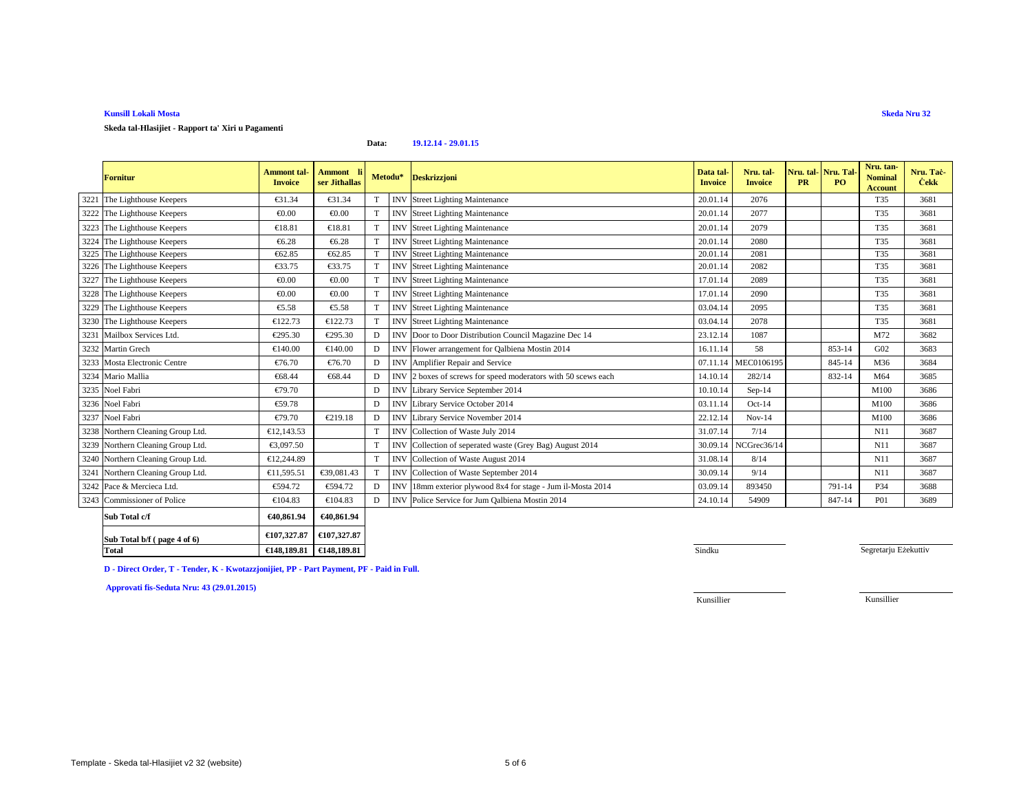**Kunsill Lokali Mosta**

**Skeda Nru 32**

**Skeda tal-Hlasijiet - Rapport ta' Xiri u Pagamenti**

**Data: 19.12.14 - 29.01.15**

| | Fornitur | Ammont tal-Invoice | Ammont li ser Jithallas | Metodu* | | Deskrizzjoni | Data tal-Invoice | Nru. tal-Invoice | Nru. tal-PR | Nru. Tal-PO | Nru. tan-Nominal Account | Nru. Taċ-Ċekk |
|---|---|---|---|---|---|---|---|---|---|---|---|---|
| 3221 | The Lighthouse Keepers | €31.34 | €31.34 | T | INV | Street Lighting Maintenance | 20.01.14 | 2076 | | | T35 | 3681 |
| 3222 | The Lighthouse Keepers | €0.00 | €0.00 | T | INV | Street Lighting Maintenance | 20.01.14 | 2077 | | | T35 | 3681 |
| 3223 | The Lighthouse Keepers | €18.81 | €18.81 | T | INV | Street Lighting Maintenance | 20.01.14 | 2079 | | | T35 | 3681 |
| 3224 | The Lighthouse Keepers | €6.28 | €6.28 | T | INV | Street Lighting Maintenance | 20.01.14 | 2080 | | | T35 | 3681 |
| 3225 | The Lighthouse Keepers | €62.85 | €62.85 | T | INV | Street Lighting Maintenance | 20.01.14 | 2081 | | | T35 | 3681 |
| 3226 | The Lighthouse Keepers | €33.75 | €33.75 | T | INV | Street Lighting Maintenance | 20.01.14 | 2082 | | | T35 | 3681 |
| 3227 | The Lighthouse Keepers | €0.00 | €0.00 | T | INV | Street Lighting Maintenance | 17.01.14 | 2089 | | | T35 | 3681 |
| 3228 | The Lighthouse Keepers | €0.00 | €0.00 | T | INV | Street Lighting Maintenance | 17.01.14 | 2090 | | | T35 | 3681 |
| 3229 | The Lighthouse Keepers | €5.58 | €5.58 | T | INV | Street Lighting Maintenance | 03.04.14 | 2095 | | | T35 | 3681 |
| 3230 | The Lighthouse Keepers | €122.73 | €122.73 | T | INV | Street Lighting Maintenance | 03.04.14 | 2078 | | | T35 | 3681 |
| 3231 | Mailbox Services Ltd. | €295.30 | €295.30 | D | INV | Door to Door Distribution Council Magazine Dec 14 | 23.12.14 | 1087 | | | M72 | 3682 |
| 3232 | Martin Grech | €140.00 | €140.00 | D | INV | Flower arrangement for Qalbiena Mostin 2014 | 16.11.14 | 58 | | 853-14 | G02 | 3683 |
| 3233 | Mosta Electronic Centre | €76.70 | €76.70 | D | INV | Amplifier Repair and Service | 07.11.14 | MEC0106195 | | 845-14 | M36 | 3684 |
| 3234 | Mario Mallia | €68.44 | €68.44 | D | INV | 2 boxes of screws for speed moderators with 50 scews each | 14.10.14 | 282/14 | | 832-14 | M64 | 3685 |
| 3235 | Noel Fabri | €79.70 | | D | INV | Library Service September 2014 | 10.10.14 | Sep-14 | | | M100 | 3686 |
| 3236 | Noel Fabri | €59.78 | | D | INV | Library Service October 2014 | 03.11.14 | Oct-14 | | | M100 | 3686 |
| 3237 | Noel Fabri | €79.70 | €219.18 | D | INV | Library Service November 2014 | 22.12.14 | Nov-14 | | | M100 | 3686 |
| 3238 | Northern Cleaning Group Ltd. | €12,143.53 | | T | INV | Collection of Waste July 2014 | 31.07.14 | 7/14 | | | N11 | 3687 |
| 3239 | Northern Cleaning Group Ltd. | €3,097.50 | | T | INV | Collection of seperated waste (Grey Bag) August 2014 | 30.09.14 | NCGrec36/14 | | | N11 | 3687 |
| 3240 | Northern Cleaning Group Ltd. | €12,244.89 | | T | INV | Collection of Waste August 2014 | 31.08.14 | 8/14 | | | N11 | 3687 |
| 3241 | Northern Cleaning Group Ltd. | €11,595.51 | €39,081.43 | T | INV | Collection of Waste September 2014 | 30.09.14 | 9/14 | | | N11 | 3687 |
| 3242 | Pace & Mercieca Ltd. | €594.72 | €594.72 | D | INV | 18mm exterior plywood 8x4 for stage - Jum il-Mosta 2014 | 03.09.14 | 893450 | | 791-14 | P34 | 3688 |
| 3243 | Commissioner of Police | €104.83 | €104.83 | D | INV | Police Service for Jum Qalbiena Mostin 2014 | 24.10.14 | 54909 | | 847-14 | P01 | 3689 |
| | **Sub Total c/f** | **€40,861.94** | **€40,861.94** | | | | | | | | | |
| | **Sub Total b/f ( page 4 of 6)** | **€107,327.87** | **€107,327.87** | | | | | | | | | |
| | **Total** | **€148,189.81** | **€148,189.81** | | | | | | | | | |

**D - Direct Order, T - Tender, K - Kwotazzjonijiet, PP - Part Payment, PF - Paid in Full.**

**Approvati fis-Seduta Nru: 43 (29.01.2015)**

Sindku &nbsp;&nbsp;&nbsp;&nbsp;&nbsp;&nbsp;&nbsp;&nbsp; Segretarju Eżekuttiv

Kunsillier &nbsp;&nbsp;&nbsp;&nbsp;&nbsp;&nbsp;&nbsp;&nbsp; Kunsillier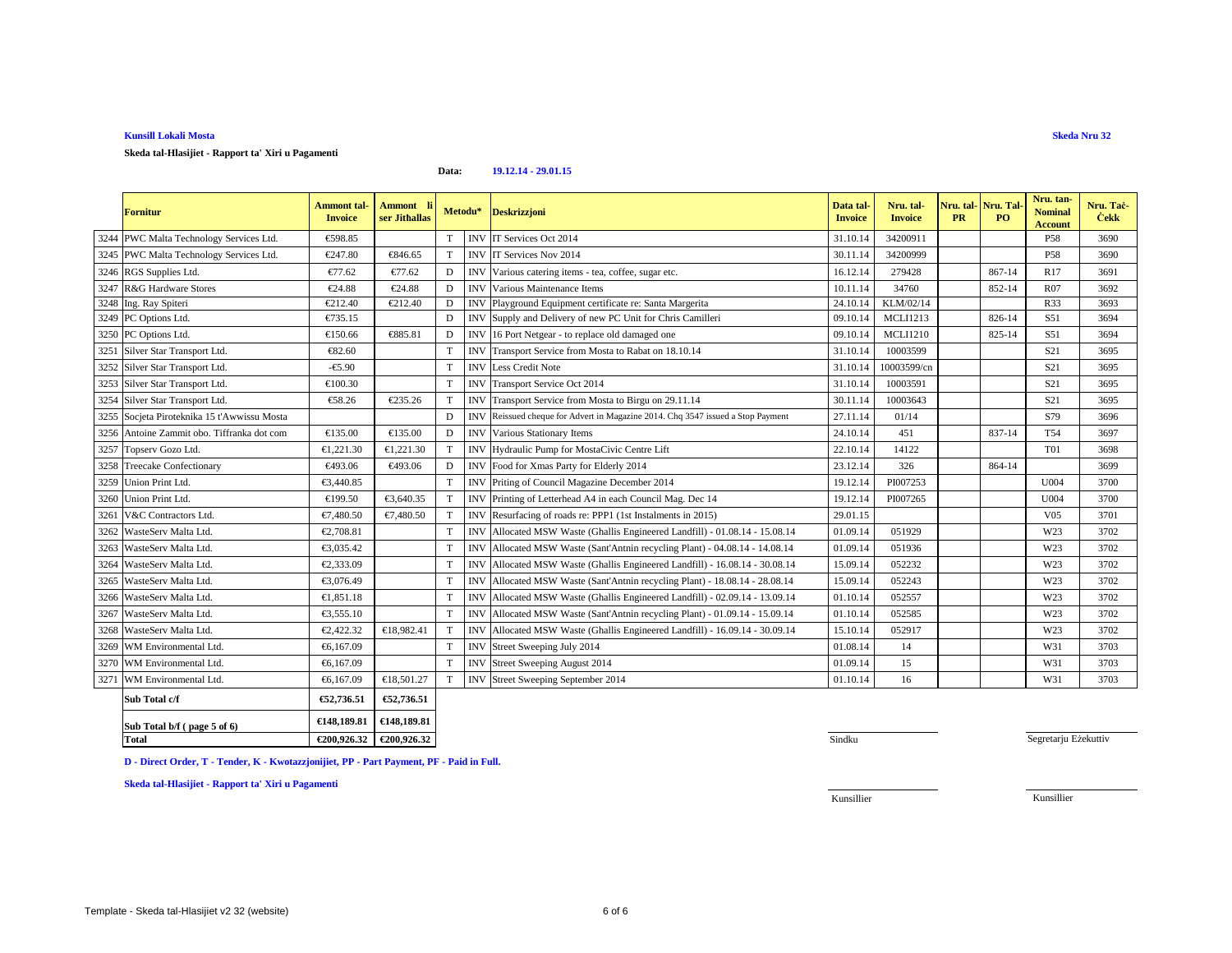**Kunsill Lokali Mosta**

**Skeda Nru 32**

**Skeda tal-Hlasijiet - Rapport ta' Xiri u Pagamenti**

**Data:** **19.12.14 - 29.01.15**

| | Fornitur | Ammont tal-Invoice | Ammont li ser Jithallas | Metodu* | | Deskrizzjoni | Data tal-Invoice | Nru. tal-Invoice | Nru. tal-PR | Nru. Tal-PO | Nru. tan-Nominal Account | Nru. Taċ-Ċekk |
|---|---|---|---|---|---|---|---|---|---|---|---|---|
| 3244 | PWC Malta Technology Services Ltd. | €598.85 | | T | INV | IT Services Oct 2014 | 31.10.14 | 34200911 | | | P58 | 3690 |
| 3245 | PWC Malta Technology Services Ltd. | €247.80 | €846.65 | T | INV | IT Services Nov 2014 | 30.11.14 | 34200999 | | | P58 | 3690 |
| 3246 | RGS Supplies Ltd. | €77.62 | €77.62 | D | INV | Various catering items - tea, coffee, sugar etc. | 16.12.14 | 279428 | | 867-14 | R17 | 3691 |
| 3247 | R&G Hardware Stores | €24.88 | €24.88 | D | INV | Various Maintenance Items | 10.11.14 | 34760 | | 852-14 | R07 | 3692 |
| 3248 | Ing. Ray Spiteri | €212.40 | €212.40 | D | INV | Playground Equipment certificate re: Santa Margerita | 24.10.14 | KLM/02/14 | | | R33 | 3693 |
| 3249 | PC Options Ltd. | €735.15 | | D | INV | Supply and Delivery of new PC Unit for Chris Camilleri | 09.10.14 | MCLI1213 | | 826-14 | S51 | 3694 |
| 3250 | PC Options Ltd. | €150.66 | €885.81 | D | INV | 16 Port Netgear - to replace old damaged one | 09.10.14 | MCLI1210 | | 825-14 | S51 | 3694 |
| 3251 | Silver Star Transport Ltd. | €82.60 | | T | INV | Transport Service from Mosta to Rabat on 18.10.14 | 31.10.14 | 10003599 | | | S21 | 3695 |
| 3252 | Silver Star Transport Ltd. | -€5.90 | | T | INV | Less Credit Note | 31.10.14 | 10003599/cn | | | S21 | 3695 |
| 3253 | Silver Star Transport Ltd. | €100.30 | | T | INV | Transport Service Oct 2014 | 31.10.14 | 10003591 | | | S21 | 3695 |
| 3254 | Silver Star Transport Ltd. | €58.26 | €235.26 | T | INV | Transport Service from Mosta to Birgu on 29.11.14 | 30.11.14 | 10003643 | | | S21 | 3695 |
| 3255 | Socjeta Piroteknika 15 t'Awwissu Mosta | | | D | INV | Reissued cheque for Advert in Magazine 2014. Chq 3547 issued a Stop Payment | 27.11.14 | 01/14 | | | S79 | 3696 |
| 3256 | Antoine Zammit obo. Tiffranka dot com | €135.00 | €135.00 | D | INV | Various Stationary Items | 24.10.14 | 451 | | 837-14 | T54 | 3697 |
| 3257 | Topserv Gozo Ltd. | €1,221.30 | €1,221.30 | T | INV | Hydraulic Pump for MostaCivic Centre Lift | 22.10.14 | 14122 | | | T01 | 3698 |
| 3258 | Treecake Confectionary | €493.06 | €493.06 | D | INV | Food for Xmas Party for Elderly 2014 | 23.12.14 | 326 | | 864-14 | | 3699 |
| 3259 | Union Print Ltd. | €3,440.85 | | T | INV | Priting of Council Magazine December 2014 | 19.12.14 | PI007253 | | | U004 | 3700 |
| 3260 | Union Print Ltd. | €199.50 | €3,640.35 | T | INV | Printing of Letterhead A4 in each Council Mag. Dec 14 | 19.12.14 | PI007265 | | | U004 | 3700 |
| 3261 | V&C Contractors Ltd. | €7,480.50 | €7,480.50 | T | INV | Resurfacing of roads re: PPP1 (1st Instalments in 2015) | 29.01.15 | | | | V05 | 3701 |
| 3262 | WasteServ Malta Ltd. | €2,708.81 | | T | INV | Allocated MSW Waste (Ghallis Engineered Landfill) - 01.08.14 - 15.08.14 | 01.09.14 | 051929 | | | W23 | 3702 |
| 3263 | WasteServ Malta Ltd. | €3,035.42 | | T | INV | Allocated MSW Waste (Sant'Antnin recycling Plant) - 04.08.14 - 14.08.14 | 01.09.14 | 051936 | | | W23 | 3702 |
| 3264 | WasteServ Malta Ltd. | €2,333.09 | | T | INV | Allocated MSW Waste (Ghallis Engineered Landfill) - 16.08.14 - 30.08.14 | 15.09.14 | 052232 | | | W23 | 3702 |
| 3265 | WasteServ Malta Ltd. | €3,076.49 | | T | INV | Allocated MSW Waste (Sant'Antnin recycling Plant) - 18.08.14 - 28.08.14 | 15.09.14 | 052243 | | | W23 | 3702 |
| 3266 | WasteServ Malta Ltd. | €1,851.18 | | T | INV | Allocated MSW Waste (Ghallis Engineered Landfill) - 02.09.14 - 13.09.14 | 01.10.14 | 052557 | | | W23 | 3702 |
| 3267 | WasteServ Malta Ltd. | €3,555.10 | | T | INV | Allocated MSW Waste (Sant'Antnin recycling Plant) - 01.09.14 - 15.09.14 | 01.10.14 | 052585 | | | W23 | 3702 |
| 3268 | WasteServ Malta Ltd. | €2,422.32 | €18,982.41 | T | INV | Allocated MSW Waste (Ghallis Engineered Landfill) - 16.09.14 - 30.09.14 | 15.10.14 | 052917 | | | W23 | 3702 |
| 3269 | WM Environmental Ltd. | €6,167.09 | | T | INV | Street Sweeping July 2014 | 01.08.14 | 14 | | | W31 | 3703 |
| 3270 | WM Environmental Ltd. | €6,167.09 | | T | INV | Street Sweeping August 2014 | 01.09.14 | 15 | | | W31 | 3703 |
| 3271 | WM Environmental Ltd. | €6,167.09 | €18,501.27 | T | INV | Street Sweeping September 2014 | 01.10.14 | 16 | | | W31 | 3703 |
| | **Sub Total c/f** | **€52,736.51** | **€52,736.51** | | | | | | | | | |
| | **Sub Total b/f ( page 5 of 6)** | **€148,189.81** | **€148,189.81** | | | | | | | | | |
| | **Total** | **€200,926.32** | **€200,926.32** | | | | | | | | | |

Sindku

Segretarju Eżekuttiv

**D - Direct Order, T - Tender, K - Kwotazzjonijiet, PP - Part Payment, PF - Paid in Full.**

**Skeda tal-Hlasijiet - Rapport ta' Xiri u Pagamenti**

Kunsillier

Kunsillier